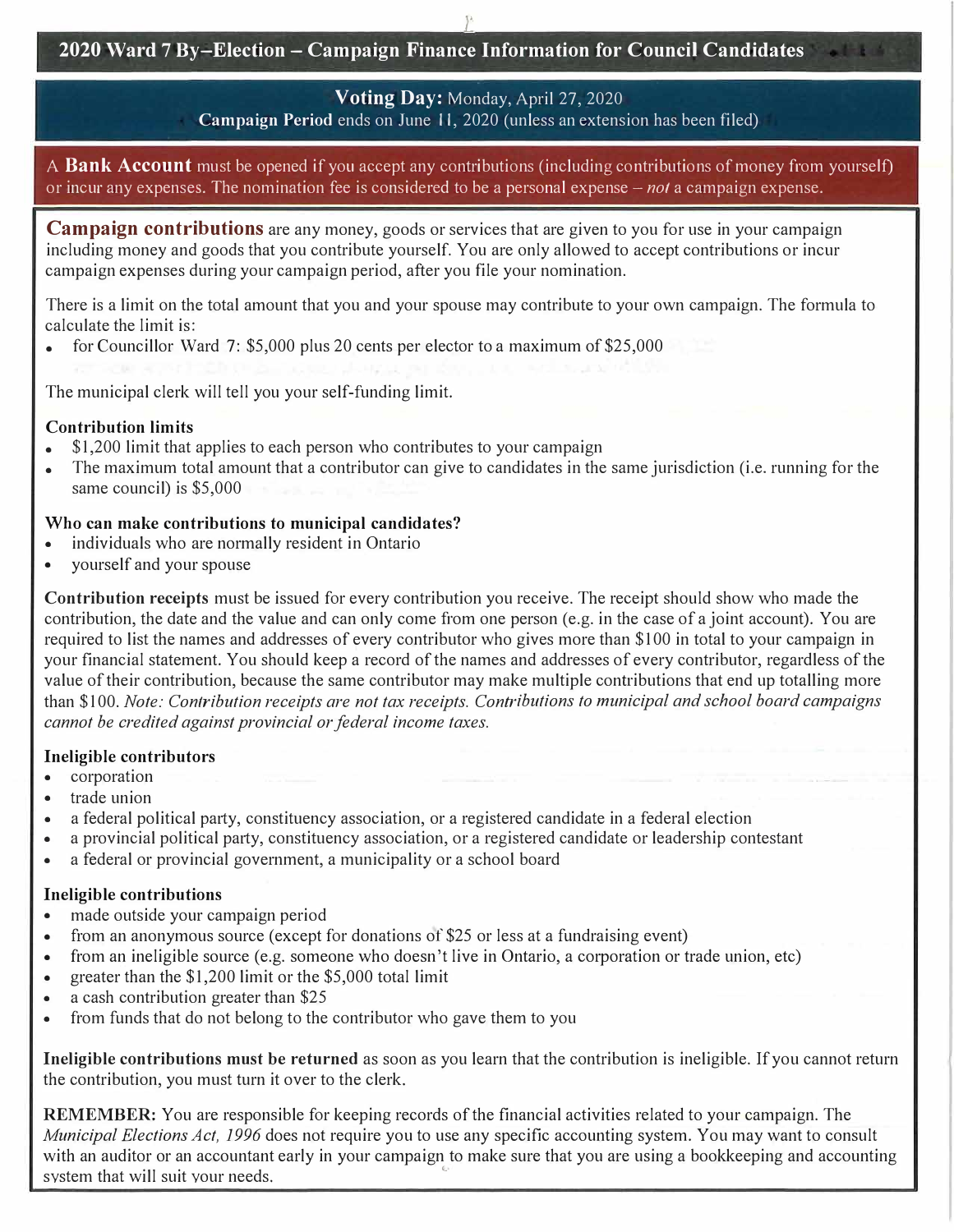# 2020 Ward 7 By–Election – Campaign Finance Information for Council Candidates

**Voting Day:** Monday, April 27, 2020
**Campaign Period** ends on June 11, 2020 (unless an extension has been filed)

A **Bank Account** must be opened if you accept any contributions (including contributions of money from yourself) or incur any expenses. The nomination fee is considered to be a personal expense – *not* a campaign expense.

**Campaign contributions** are any money, goods or services that are given to you for use in your campaign including money and goods that you contribute yourself. You are only allowed to accept contributions or incur campaign expenses during your campaign period, after you file your nomination.

There is a limit on the total amount that you and your spouse may contribute to your own campaign. The formula to calculate the limit is:

- for Councillor Ward 7: $5,000 plus 20 cents per elector to a maximum of $25,000

The municipal clerk will tell you your self-funding limit.

**Contribution limits**

- $1,200 limit that applies to each person who contributes to your campaign
- The maximum total amount that a contributor can give to candidates in the same jurisdiction (i.e. running for the same council) is $5,000

**Who can make contributions to municipal candidates?**

- individuals who are normally resident in Ontario
- yourself and your spouse

**Contribution receipts** must be issued for every contribution you receive. The receipt should show who made the contribution, the date and the value and can only come from one person (e.g. in the case of a joint account). You are required to list the names and addresses of every contributor who gives more than $100 in total to your campaign in your financial statement. You should keep a record of the names and addresses of every contributor, regardless of the value of their contribution, because the same contributor may make multiple contributions that end up totalling more than $100. *Note: Contribution receipts are not tax receipts. Contributions to municipal and school board campaigns cannot be credited against provincial or federal income taxes.*

**Ineligible contributors**

- corporation
- trade union
- a federal political party, constituency association, or a registered candidate in a federal election
- a provincial political party, constituency association, or a registered candidate or leadership contestant
- a federal or provincial government, a municipality or a school board

**Ineligible contributions**

- made outside your campaign period
- from an anonymous source (except for donations of $25 or less at a fundraising event)
- from an ineligible source (e.g. someone who doesn't live in Ontario, a corporation or trade union, etc)
- greater than the $1,200 limit or the $5,000 total limit
- a cash contribution greater than $25
- from funds that do not belong to the contributor who gave them to you

**Ineligible contributions must be returned** as soon as you learn that the contribution is ineligible. If you cannot return the contribution, you must turn it over to the clerk.

**REMEMBER:** You are responsible for keeping records of the financial activities related to your campaign. The *Municipal Elections Act, 1996* does not require you to use any specific accounting system. You may want to consult with an auditor or an accountant early in your campaign to make sure that you are using a bookkeeping and accounting system that will suit your needs.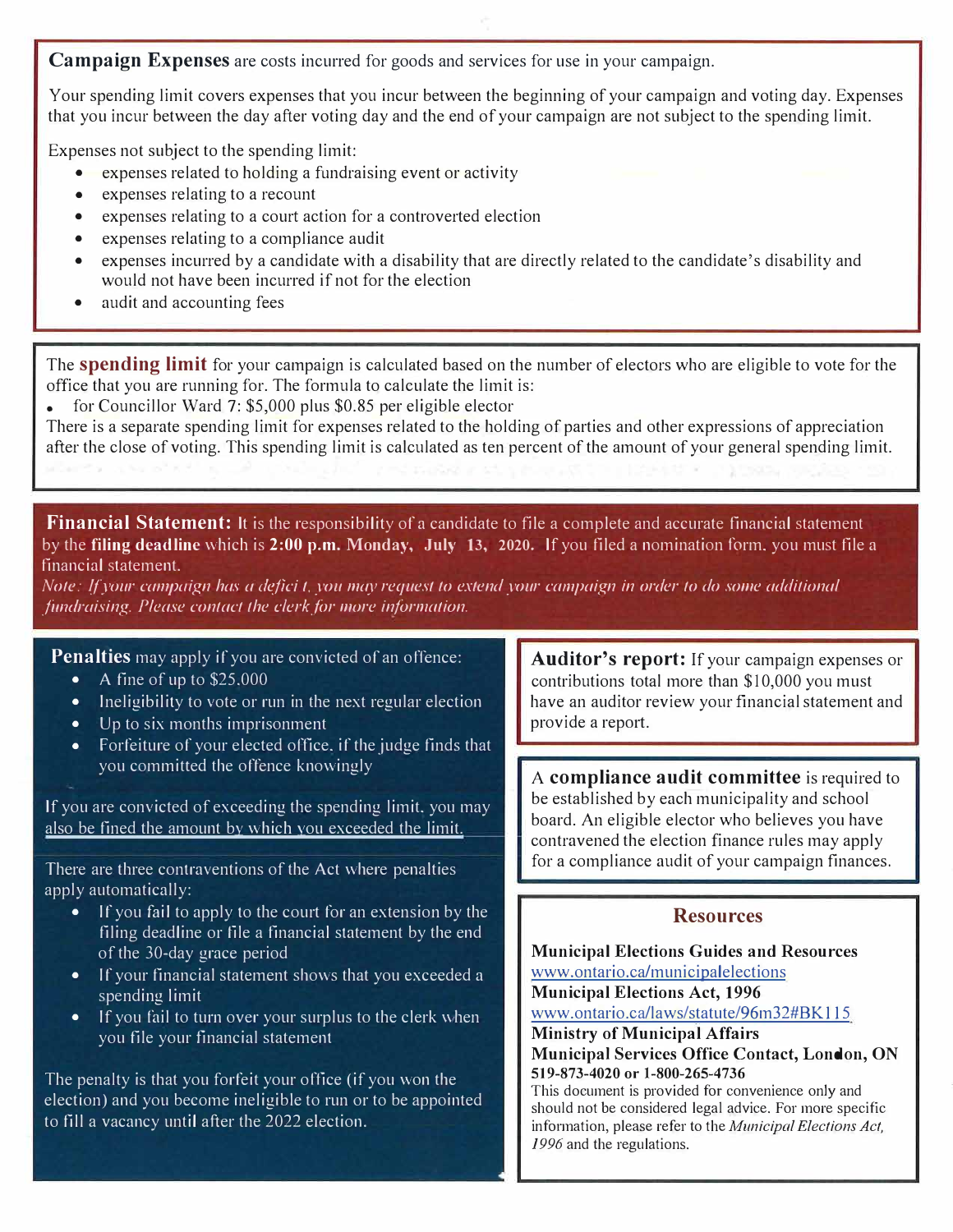**Campaign Expenses** are costs incurred for goods and services for use in your campaign.

Your spending limit covers expenses that you incur between the beginning of your campaign and voting day. Expenses that you incur between the day after voting day and the end of your campaign are not subject to the spending limit.

Expenses not subject to the spending limit:

- expenses related to holding a fundraising event or activity
- expenses relating to a recount
- expenses relating to a court action for a controverted election
- expenses relating to a compliance audit
- expenses incurred by a candidate with a disability that are directly related to the candidate's disability and would not have been incurred if not for the election
- audit and accounting fees

The **spending limit** for your campaign is calculated based on the number of electors who are eligible to vote for the office that you are running for. The formula to calculate the limit is:

- for Councillor Ward 7: $5,000 plus $0.85 per eligible elector

There is a separate spending limit for expenses related to the holding of parties and other expressions of appreciation after the close of voting. This spending limit is calculated as ten percent of the amount of your general spending limit.

**Financial Statement:** It is the responsibility of a candidate to file a complete and accurate financial statement by the **filing deadline** which is **2:00 p.m. Monday, July 13, 2020.** If you filed a nomination form, you must file a financial statement.

*Note: If your campaign has a deficit, you may request to extend your campaign in order to do some additional fundraising. Please contact the clerk for more information.*

**Penalties** may apply if you are convicted of an offence:

- A fine of up to $25,000
- Ineligibility to vote or run in the next regular election
- Up to six months imprisonment
- Forfeiture of your elected office, if the judge finds that you committed the offence knowingly

If you are convicted of exceeding the spending limit, you may also be fined the amount by which you exceeded the limit.

There are three contraventions of the Act where penalties apply automatically:

- If you fail to apply to the court for an extension by the filing deadline or file a financial statement by the end of the 30-day grace period
- If your financial statement shows that you exceeded a spending limit
- If you fail to turn over your surplus to the clerk when you file your financial statement

The penalty is that you forfeit your office (if you won the election) and you become ineligible to run or to be appointed to fill a vacancy until after the 2022 election.

**Auditor's report:** If your campaign expenses or contributions total more than $10,000 you must have an auditor review your financial statement and provide a report.

A **compliance audit committee** is required to be established by each municipality and school board. An eligible elector who believes you have contravened the election finance rules may apply for a compliance audit of your campaign finances.

## Resources

**Municipal Elections Guides and Resources**
www.ontario.ca/municipalelections

**Municipal Elections Act, 1996**
www.ontario.ca/laws/statute/96m32#BK115

**Ministry of Municipal Affairs**
**Municipal Services Office Contact, London, ON**
**519-873-4020 or 1-800-265-4736**

This document is provided for convenience only and should not be considered legal advice. For more specific information, please refer to the *Municipal Elections Act, 1996* and the regulations.